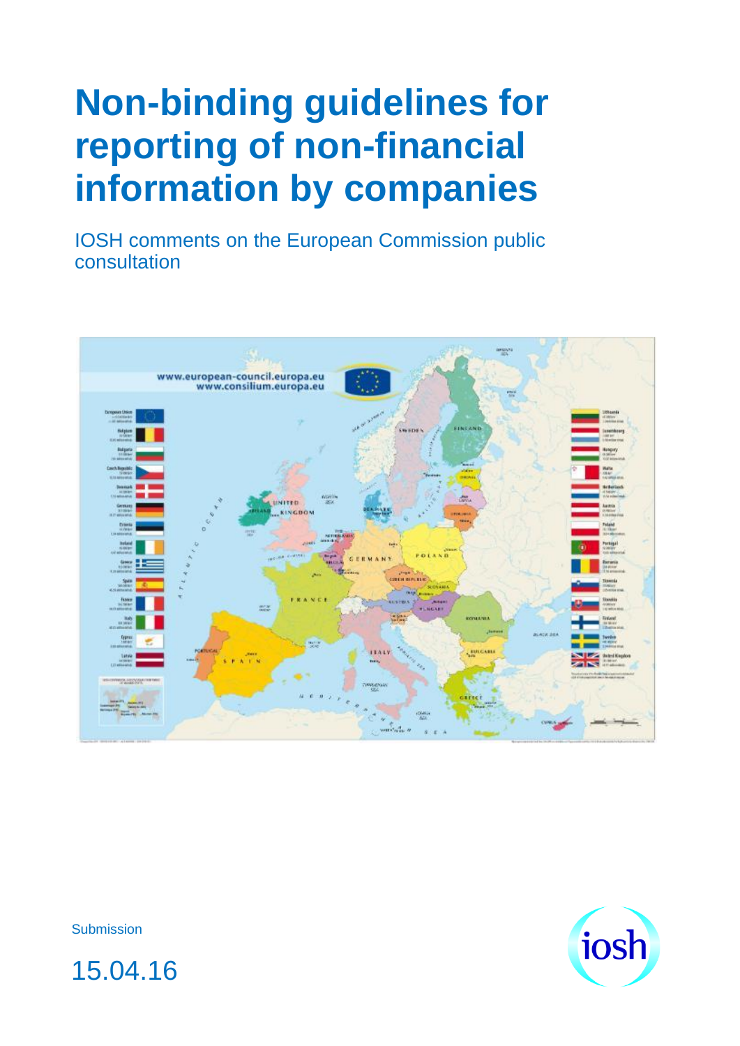# Non-binding guidelines for reporting of non-financial information by companies

IOSH comments on the European Commission public consultation

Submission

15.04.16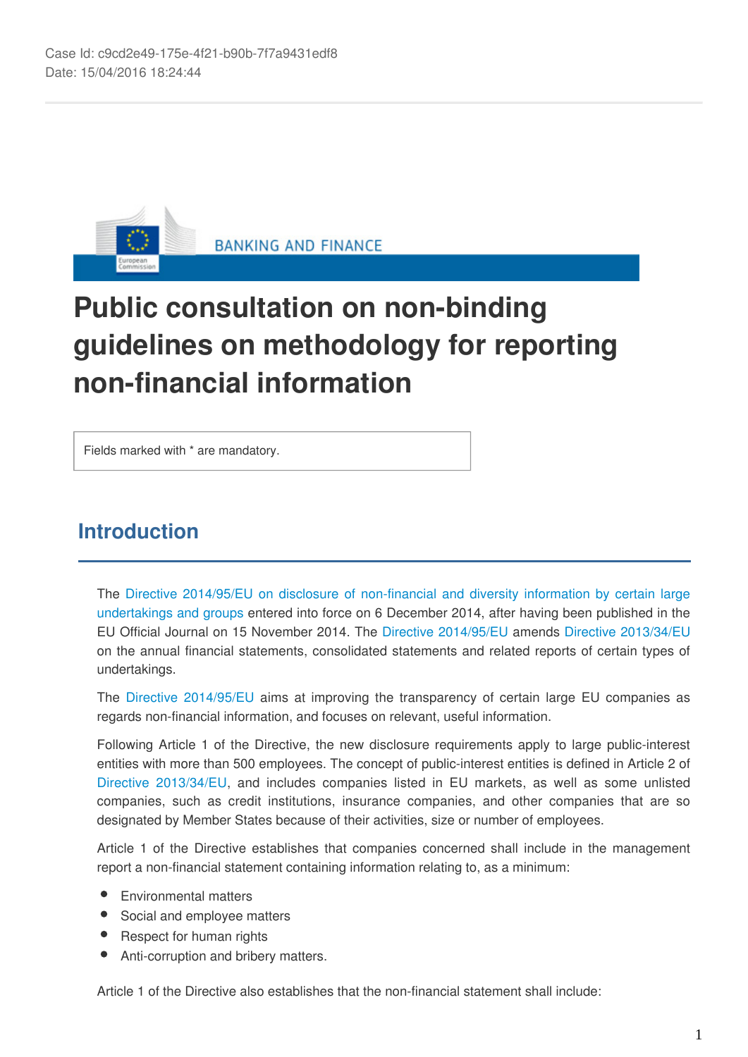Case Id: c9cd2e49-175e-4f21-b90b-7f7a9431edf8
Date: 15/04/2016 18:24:44

BANKING AND FINANCE

# Public consultation on non-binding guidelines on methodology for reporting non-financial information

Fields marked with * are mandatory.

## Introduction

The Directive 2014/95/EU on disclosure of non-financial and diversity information by certain large undertakings and groups entered into force on 6 December 2014, after having been published in the EU Official Journal on 15 November 2014. The Directive 2014/95/EU amends Directive 2013/34/EU on the annual financial statements, consolidated statements and related reports of certain types of undertakings.

The Directive 2014/95/EU aims at improving the transparency of certain large EU companies as regards non-financial information, and focuses on relevant, useful information.

Following Article 1 of the Directive, the new disclosure requirements apply to large public-interest entities with more than 500 employees. The concept of public-interest entities is defined in Article 2 of Directive 2013/34/EU, and includes companies listed in EU markets, as well as some unlisted companies, such as credit institutions, insurance companies, and other companies that are so designated by Member States because of their activities, size or number of employees.

Article 1 of the Directive establishes that companies concerned shall include in the management report a non-financial statement containing information relating to, as a minimum:

- Environmental matters
- Social and employee matters
- Respect for human rights
- Anti-corruption and bribery matters.

Article 1 of the Directive also establishes that the non-financial statement shall include: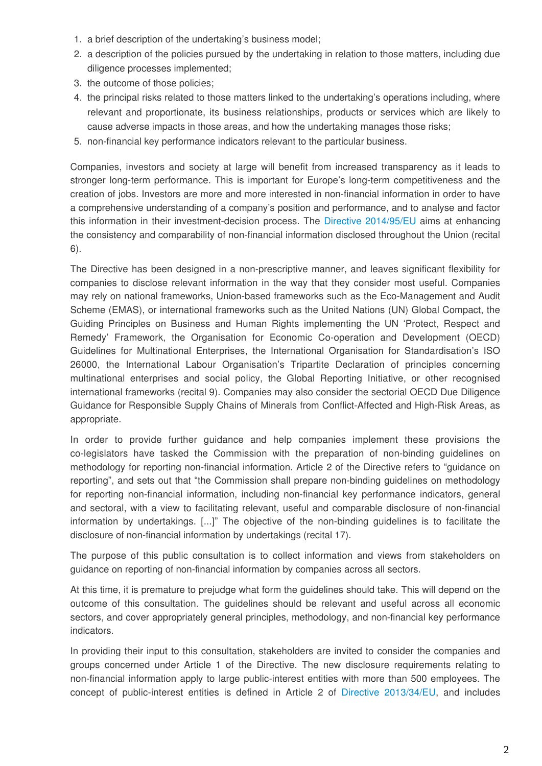1. a brief description of the undertaking's business model;
2. a description of the policies pursued by the undertaking in relation to those matters, including due diligence processes implemented;
3. the outcome of those policies;
4. the principal risks related to those matters linked to the undertaking's operations including, where relevant and proportionate, its business relationships, products or services which are likely to cause adverse impacts in those areas, and how the undertaking manages those risks;
5. non-financial key performance indicators relevant to the particular business.

Companies, investors and society at large will benefit from increased transparency as it leads to stronger long-term performance. This is important for Europe's long-term competitiveness and the creation of jobs. Investors are more and more interested in non-financial information in order to have a comprehensive understanding of a company's position and performance, and to analyse and factor this information in their investment-decision process. The Directive 2014/95/EU aims at enhancing the consistency and comparability of non-financial information disclosed throughout the Union (recital 6).

The Directive has been designed in a non-prescriptive manner, and leaves significant flexibility for companies to disclose relevant information in the way that they consider most useful. Companies may rely on national frameworks, Union-based frameworks such as the Eco-Management and Audit Scheme (EMAS), or international frameworks such as the United Nations (UN) Global Compact, the Guiding Principles on Business and Human Rights implementing the UN 'Protect, Respect and Remedy' Framework, the Organisation for Economic Co-operation and Development (OECD) Guidelines for Multinational Enterprises, the International Organisation for Standardisation's ISO 26000, the International Labour Organisation's Tripartite Declaration of principles concerning multinational enterprises and social policy, the Global Reporting Initiative, or other recognised international frameworks (recital 9). Companies may also consider the sectorial OECD Due Diligence Guidance for Responsible Supply Chains of Minerals from Conflict-Affected and High-Risk Areas, as appropriate.

In order to provide further guidance and help companies implement these provisions the co-legislators have tasked the Commission with the preparation of non-binding guidelines on methodology for reporting non-financial information. Article 2 of the Directive refers to "guidance on reporting", and sets out that "the Commission shall prepare non-binding guidelines on methodology for reporting non-financial information, including non-financial key performance indicators, general and sectoral, with a view to facilitating relevant, useful and comparable disclosure of non-financial information by undertakings. [...]" The objective of the non-binding guidelines is to facilitate the disclosure of non-financial information by undertakings (recital 17).

The purpose of this public consultation is to collect information and views from stakeholders on guidance on reporting of non-financial information by companies across all sectors.

At this time, it is premature to prejudge what form the guidelines should take. This will depend on the outcome of this consultation. The guidelines should be relevant and useful across all economic sectors, and cover appropriately general principles, methodology, and non-financial key performance indicators.

In providing their input to this consultation, stakeholders are invited to consider the companies and groups concerned under Article 1 of the Directive. The new disclosure requirements relating to non-financial information apply to large public-interest entities with more than 500 employees. The concept of public-interest entities is defined in Article 2 of Directive 2013/34/EU, and includes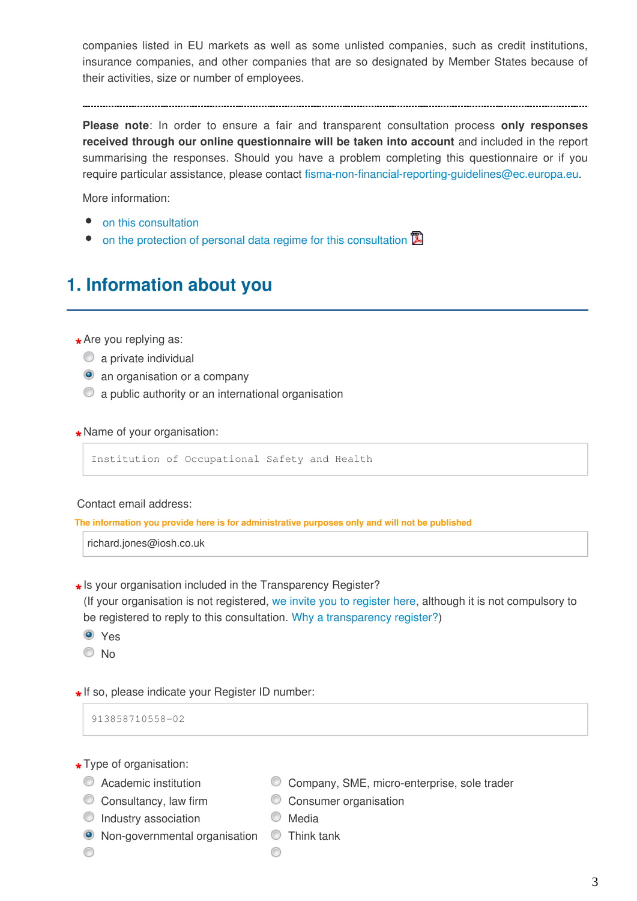companies listed in EU markets as well as some unlisted companies, such as credit institutions, insurance companies, and other companies that are so designated by Member States because of their activities, size or number of employees.

---

**Please note**: In order to ensure a fair and transparent consultation process **only responses received through our online questionnaire will be taken into account** and included in the report summarising the responses. Should you have a problem completing this questionnaire or if you require particular assistance, please contact fisma-non-financial-reporting-guidelines@ec.europa.eu.

More information:

- on this consultation
- on the protection of personal data regime for this consultation

## 1. Information about you

*Are you replying as:

- ○ a private individual
- ◉ an organisation or a company
- ○ a public authority or an international organisation

*Name of your organisation:

Institution of Occupational Safety and Health

Contact email address:

The information you provide here is for administrative purposes only and will not be published

richard.jones@iosh.co.uk

*Is your organisation included in the Transparency Register?
(If your organisation is not registered, we invite you to register here, although it is not compulsory to be registered to reply to this consultation. Why a transparency register?)

- ◉ Yes
- ○ No

*If so, please indicate your Register ID number:

913858710558-02

*Type of organisation:

- ○ Academic institution
- ○ Company, SME, micro-enterprise, sole trader
- ○ Consultancy, law firm
- ○ Consumer organisation
- ○ Industry association
- ○ Media
- ◉ Non-governmental organisation
- ○ Think tank
- ○
- ○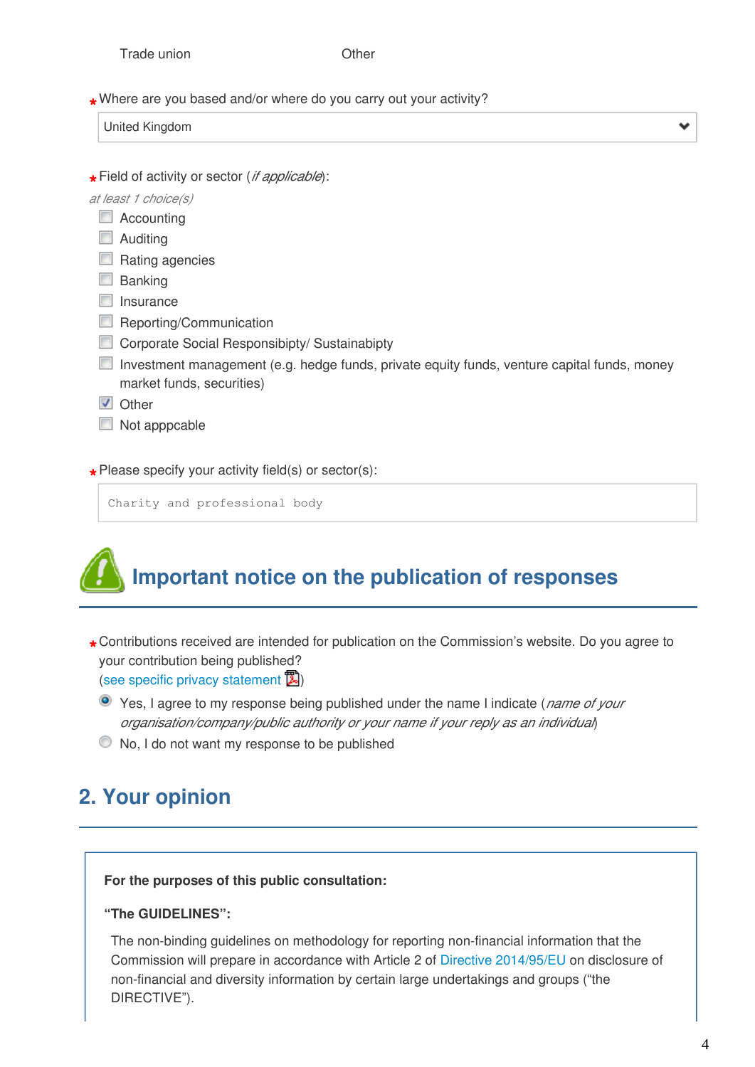Trade union　　　　　　　　　Other

*Where are you based and/or where do you carry out your activity?

United Kingdom

*Field of activity or sector (*if applicable*):

*at least 1 choice(s)*

- [ ] Accounting
- [ ] Auditing
- [ ] Rating agencies
- [ ] Banking
- [ ] Insurance
- [ ] Reporting/Communication
- [ ] Corporate Social Responsibipty/ Sustainabipty
- [ ] Investment management (e.g. hedge funds, private equity funds, venture capital funds, money market funds, securities)
- [x] Other
- [ ] Not apppcable

*Please specify your activity field(s) or sector(s):

```
Charity and professional body
```

## Important notice on the publication of responses

*Contributions received are intended for publication on the Commission's website. Do you agree to your contribution being published?
(see specific privacy statement)

- (●) Yes, I agree to my response being published under the name I indicate (*name of your organisation/company/public authority or your name if your reply as an individual*)
- ( ) No, I do not want my response to be published

## 2. Your opinion

**For the purposes of this public consultation:**

**"The GUIDELINES":**

The non-binding guidelines on methodology for reporting non-financial information that the Commission will prepare in accordance with Article 2 of Directive 2014/95/EU on disclosure of non-financial and diversity information by certain large undertakings and groups ("the DIRECTIVE").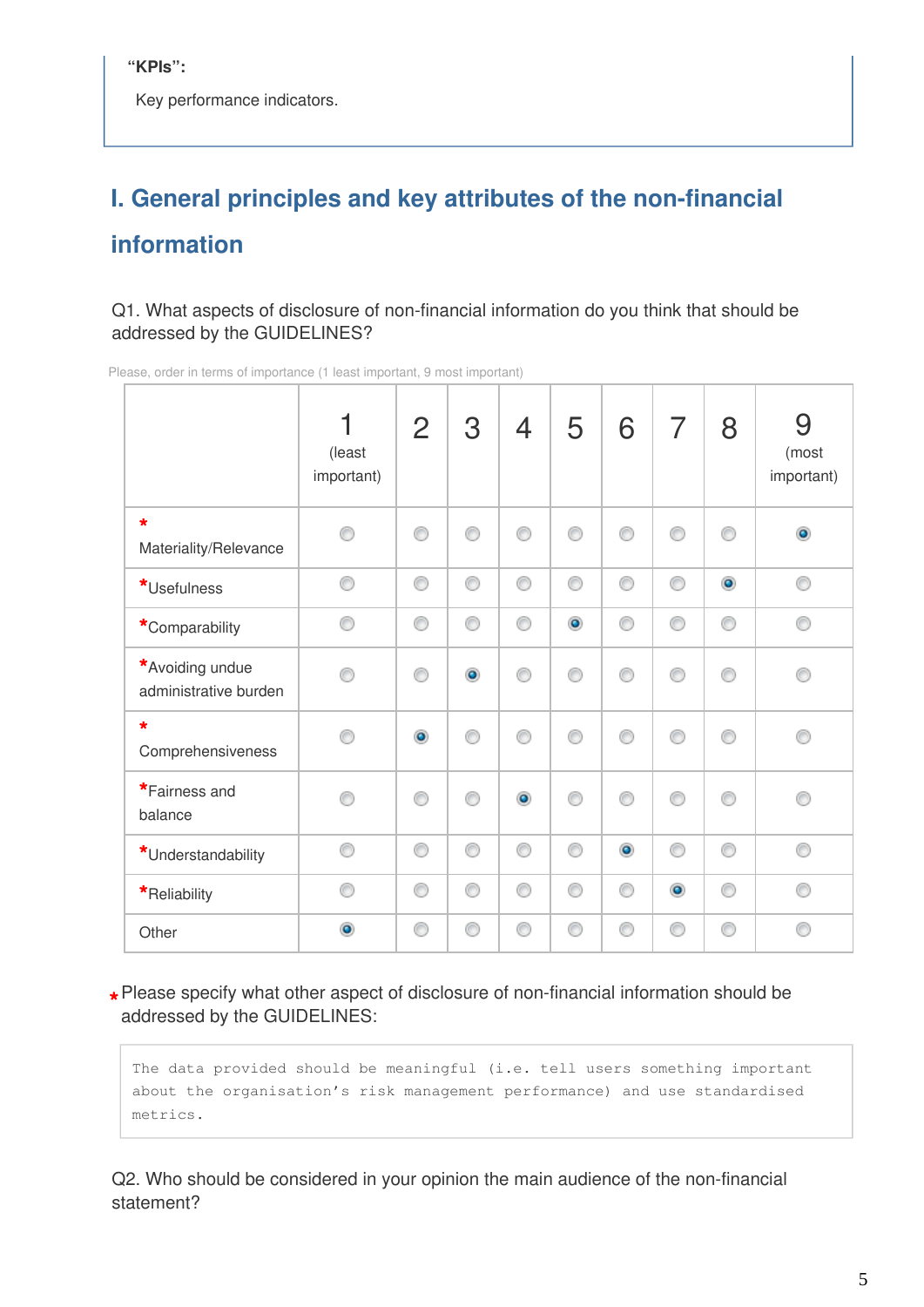**"KPIs":**

Key performance indicators.

## I. General principles and key attributes of the non-financial information

Q1. What aspects of disclosure of non-financial information do you think that should be addressed by the GUIDELINES?

Please, order in terms of importance (1 least important, 9 most important)

| | 1 (least important) | 2 | 3 | 4 | 5 | 6 | 7 | 8 | 9 (most important) |
|---|---|---|---|---|---|---|---|---|---|
| * Materiality/Relevance | | | | | | | | | X |
| *Usefulness | | | | | | | | X | |
| *Comparability | | | | | X | | | | |
| *Avoiding undue administrative burden | | | X | | | | | | |
| * Comprehensiveness | | X | | | | | | | |
| *Fairness and balance | | | | X | | | | | |
| *Understandability | | | | | | X | | | |
| *Reliability | | | | | | | X | | |
| Other | X | | | | | | | | |

*Please specify what other aspect of disclosure of non-financial information should be addressed by the GUIDELINES:

```
The data provided should be meaningful (i.e. tell users something important
about the organisation's risk management performance) and use standardised
metrics.
```

Q2. Who should be considered in your opinion the main audience of the non-financial statement?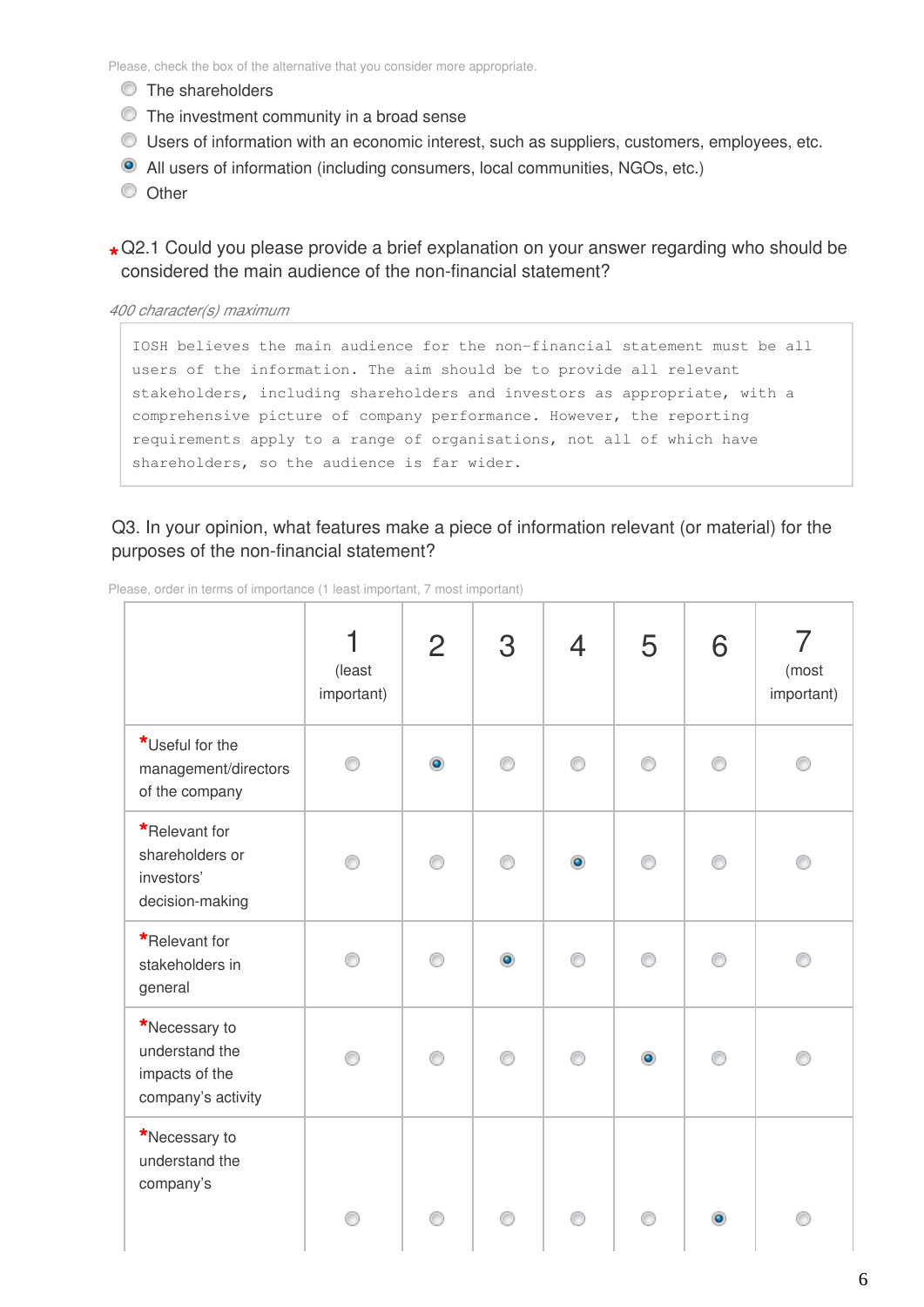Please, check the box of the alternative that you consider more appropriate.

- ○ The shareholders
- ○ The investment community in a broad sense
- ○ Users of information with an economic interest, such as suppliers, customers, employees, etc.
- ◉ All users of information (including consumers, local communities, NGOs, etc.)
- ○ Other

*Q2.1 Could you please provide a brief explanation on your answer regarding who should be considered the main audience of the non-financial statement?

*400 character(s) maximum*

```
IOSH believes the main audience for the non-financial statement must be all
users of the information. The aim should be to provide all relevant
stakeholders, including shareholders and investors as appropriate, with a
comprehensive picture of company performance. However, the reporting
requirements apply to a range of organisations, not all of which have
shareholders, so the audience is far wider.
```

Q3. In your opinion, what features make a piece of information relevant (or material) for the purposes of the non-financial statement?

Please, order in terms of importance (1 least important, 7 most important)

| | 1 (least important) | 2 | 3 | 4 | 5 | 6 | 7 (most important) |
|---|---|---|---|---|---|---|---|
| *Useful for the management/directors of the company | ○ | ◉ | ○ | ○ | ○ | ○ | ○ |
| *Relevant for shareholders or investors' decision-making | ○ | ○ | ○ | ◉ | ○ | ○ | ○ |
| *Relevant for stakeholders in general | ○ | ○ | ◉ | ○ | ○ | ○ | ○ |
| *Necessary to understand the impacts of the company's activity | ○ | ○ | ○ | ○ | ◉ | ○ | ○ |
| *Necessary to understand the company's | ○ | ○ | ○ | ○ | ○ | ◉ | ○ |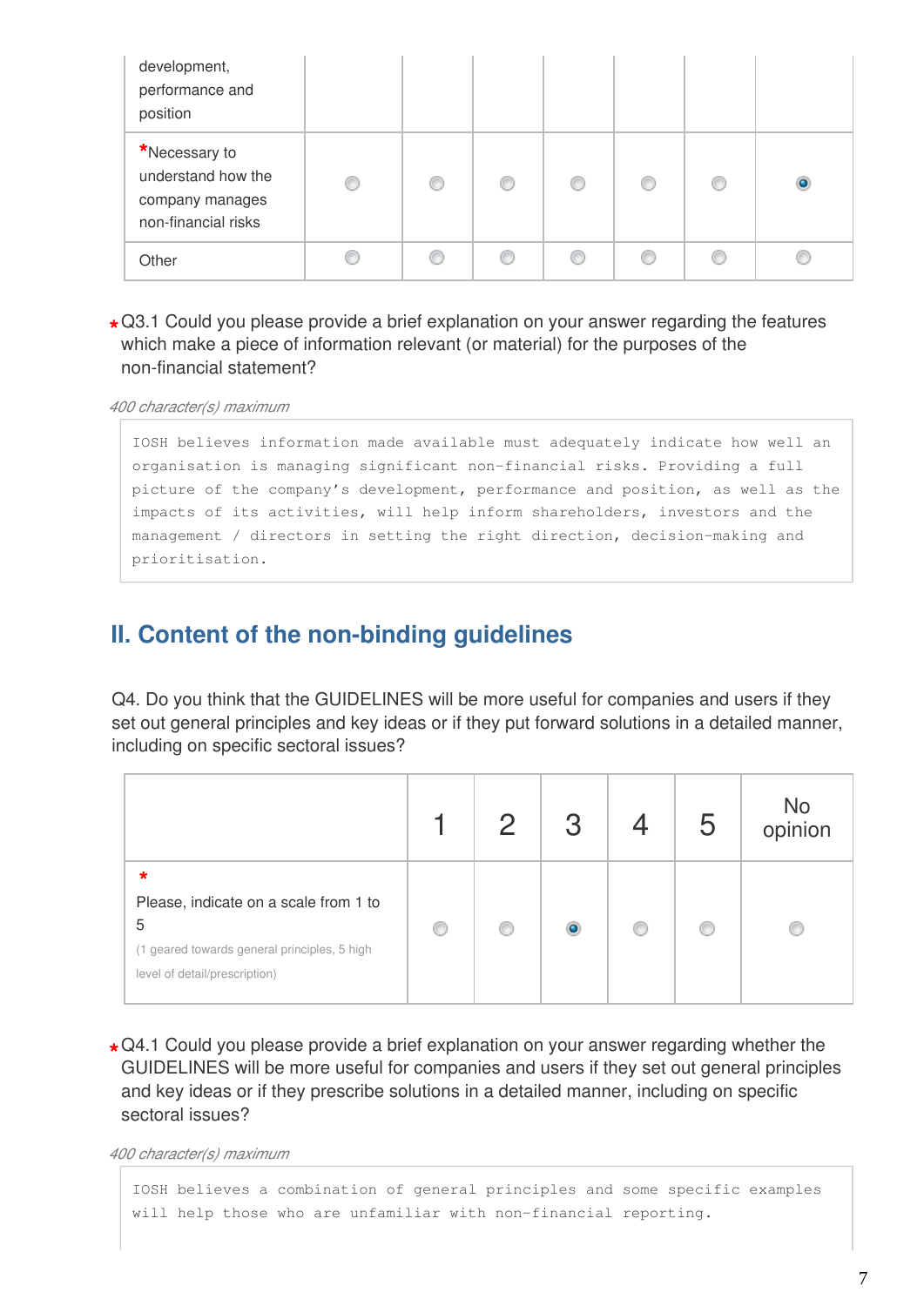| | | | | | | | |
|---|---|---|---|---|---|---|---|
| development, performance and position | | | | | | | |
| *Necessary to understand how the company manages non-financial risks | ○ | ○ | ○ | ○ | ○ | ○ | ◉ |
| Other | ○ | ○ | ○ | ○ | ○ | ○ | ○ |

*Q3.1 Could you please provide a brief explanation on your answer regarding the features which make a piece of information relevant (or material) for the purposes of the non-financial statement?

*400 character(s) maximum*

IOSH believes information made available must adequately indicate how well an organisation is managing significant non-financial risks. Providing a full picture of the company's development, performance and position, as well as the impacts of its activities, will help inform shareholders, investors and the management / directors in setting the right direction, decision-making and prioritisation.

## II. Content of the non-binding guidelines

Q4. Do you think that the GUIDELINES will be more useful for companies and users if they set out general principles and key ideas or if they put forward solutions in a detailed manner, including on specific sectoral issues?

| | 1 | 2 | 3 | 4 | 5 | No opinion |
|---|---|---|---|---|---|---|
| * Please, indicate on a scale from 1 to 5 (1 geared towards general principles, 5 high level of detail/prescription) | ○ | ○ | ◉ | ○ | ○ | ○ |

*Q4.1 Could you please provide a brief explanation on your answer regarding whether the GUIDELINES will be more useful for companies and users if they set out general principles and key ideas or if they prescribe solutions in a detailed manner, including on specific sectoral issues?

*400 character(s) maximum*

IOSH believes a combination of general principles and some specific examples will help those who are unfamiliar with non-financial reporting.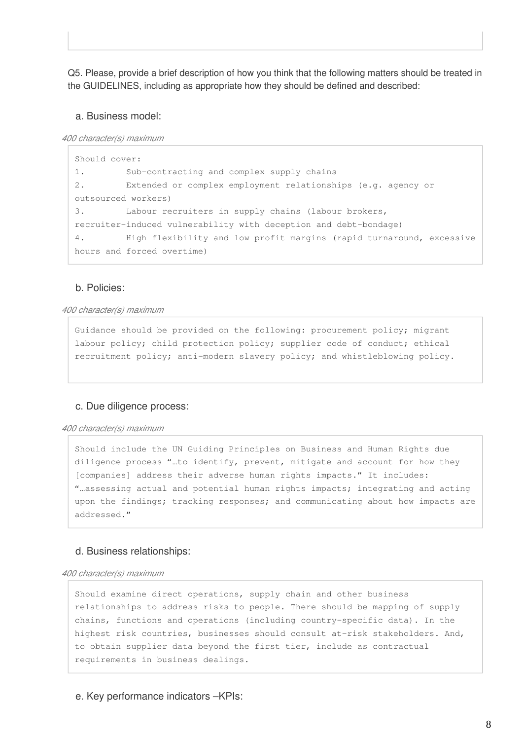Q5. Please, provide a brief description of how you think that the following matters should be treated in the GUIDELINES, including as appropriate how they should be defined and described:

a. Business model:

*400 character(s) maximum*

Should cover:
1. Sub-contracting and complex supply chains
2. Extended or complex employment relationships (e.g. agency or outsourced workers)
3. Labour recruiters in supply chains (labour brokers, recruiter-induced vulnerability with deception and debt-bondage)
4. High flexibility and low profit margins (rapid turnaround, excessive hours and forced overtime)

b. Policies:

*400 character(s) maximum*

Guidance should be provided on the following: procurement policy; migrant labour policy; child protection policy; supplier code of conduct; ethical recruitment policy; anti-modern slavery policy; and whistleblowing policy.

c. Due diligence process:

*400 character(s) maximum*

Should include the UN Guiding Principles on Business and Human Rights due diligence process "…to identify, prevent, mitigate and account for how they [companies] address their adverse human rights impacts." It includes: "…assessing actual and potential human rights impacts; integrating and acting upon the findings; tracking responses; and communicating about how impacts are addressed."

d. Business relationships:

*400 character(s) maximum*

Should examine direct operations, supply chain and other business relationships to address risks to people. There should be mapping of supply chains, functions and operations (including country-specific data). In the highest risk countries, businesses should consult at-risk stakeholders. And, to obtain supplier data beyond the first tier, include as contractual requirements in business dealings.

e. Key performance indicators –KPIs: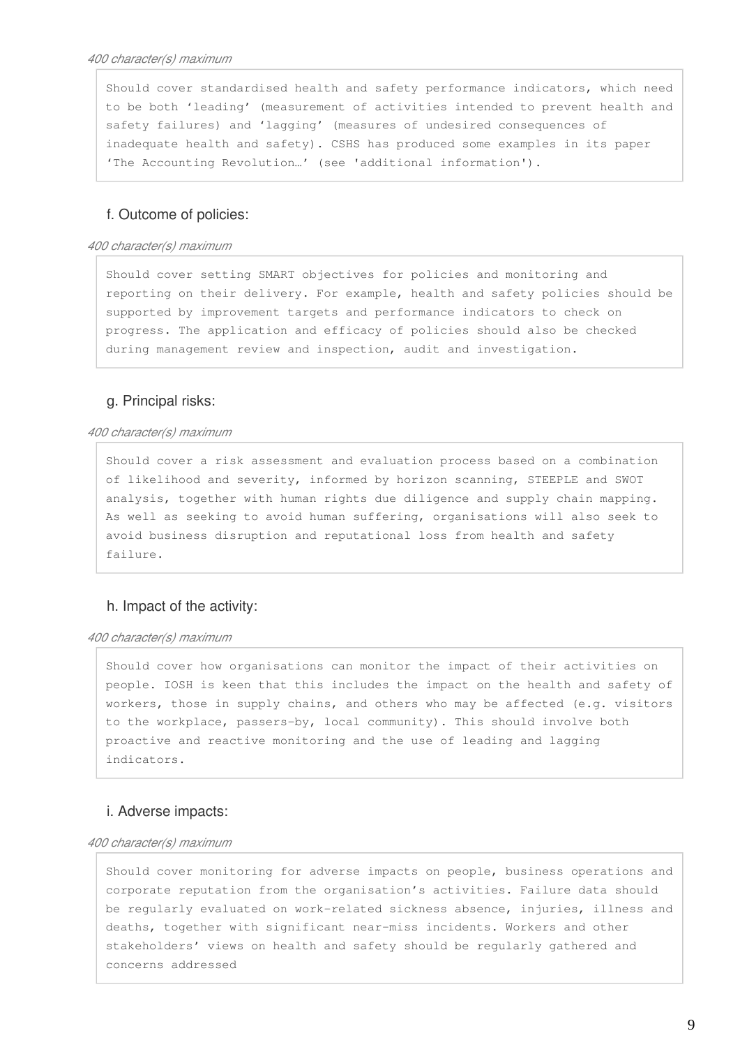*400 character(s) maximum*

Should cover standardised health and safety performance indicators, which need to be both 'leading' (measurement of activities intended to prevent health and safety failures) and 'lagging' (measures of undesired consequences of inadequate health and safety). CSHS has produced some examples in its paper 'The Accounting Revolution…' (see 'additional information').

### f. Outcome of policies:

*400 character(s) maximum*

Should cover setting SMART objectives for policies and monitoring and reporting on their delivery. For example, health and safety policies should be supported by improvement targets and performance indicators to check on progress. The application and efficacy of policies should also be checked during management review and inspection, audit and investigation.

### g. Principal risks:

*400 character(s) maximum*

Should cover a risk assessment and evaluation process based on a combination of likelihood and severity, informed by horizon scanning, STEEPLE and SWOT analysis, together with human rights due diligence and supply chain mapping. As well as seeking to avoid human suffering, organisations will also seek to avoid business disruption and reputational loss from health and safety failure.

### h. Impact of the activity:

*400 character(s) maximum*

Should cover how organisations can monitor the impact of their activities on people. IOSH is keen that this includes the impact on the health and safety of workers, those in supply chains, and others who may be affected (e.g. visitors to the workplace, passers-by, local community). This should involve both proactive and reactive monitoring and the use of leading and lagging indicators.

### i. Adverse impacts:

*400 character(s) maximum*

Should cover monitoring for adverse impacts on people, business operations and corporate reputation from the organisation's activities. Failure data should be regularly evaluated on work-related sickness absence, injuries, illness and deaths, together with significant near-miss incidents. Workers and other stakeholders' views on health and safety should be regularly gathered and concerns addressed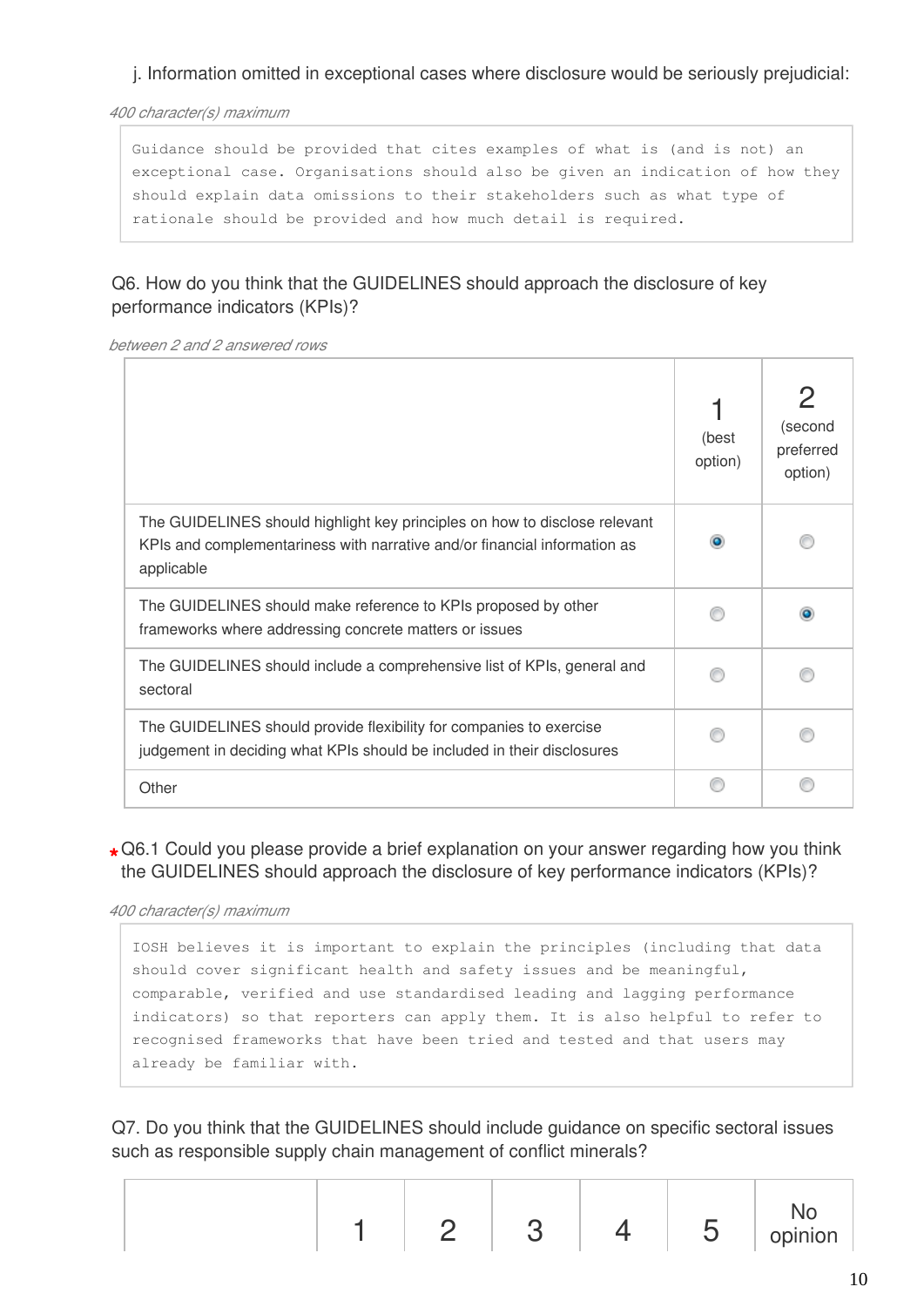j. Information omitted in exceptional cases where disclosure would be seriously prejudicial:

*400 character(s) maximum*

> Guidance should be provided that cites examples of what is (and is not) an exceptional case. Organisations should also be given an indication of how they should explain data omissions to their stakeholders such as what type of rationale should be provided and how much detail is required.

Q6. How do you think that the GUIDELINES should approach the disclosure of key performance indicators (KPIs)?

*between 2 and 2 answered rows*

| | 1 (best option) | 2 (second preferred option) |
|---|---|---|
| The GUIDELINES should highlight key principles on how to disclose relevant KPIs and complementariness with narrative and/or financial information as applicable | ● | ○ |
| The GUIDELINES should make reference to KPIs proposed by other frameworks where addressing concrete matters or issues | ○ | ● |
| The GUIDELINES should include a comprehensive list of KPIs, general and sectoral | ○ | ○ |
| The GUIDELINES should provide flexibility for companies to exercise judgement in deciding what KPIs should be included in their disclosures | ○ | ○ |
| Other | ○ | ○ |

*Q6.1 Could you please provide a brief explanation on your answer regarding how you think the GUIDELINES should approach the disclosure of key performance indicators (KPIs)?

*400 character(s) maximum*

> IOSH believes it is important to explain the principles (including that data should cover significant health and safety issues and be meaningful, comparable, verified and use standardised leading and lagging performance indicators) so that reporters can apply them. It is also helpful to refer to recognised frameworks that have been tried and tested and that users may already be familiar with.

Q7. Do you think that the GUIDELINES should include guidance on specific sectoral issues such as responsible supply chain management of conflict minerals?

| | 1 | 2 | 3 | 4 | 5 | No opinion |
|---|---|---|---|---|---|---|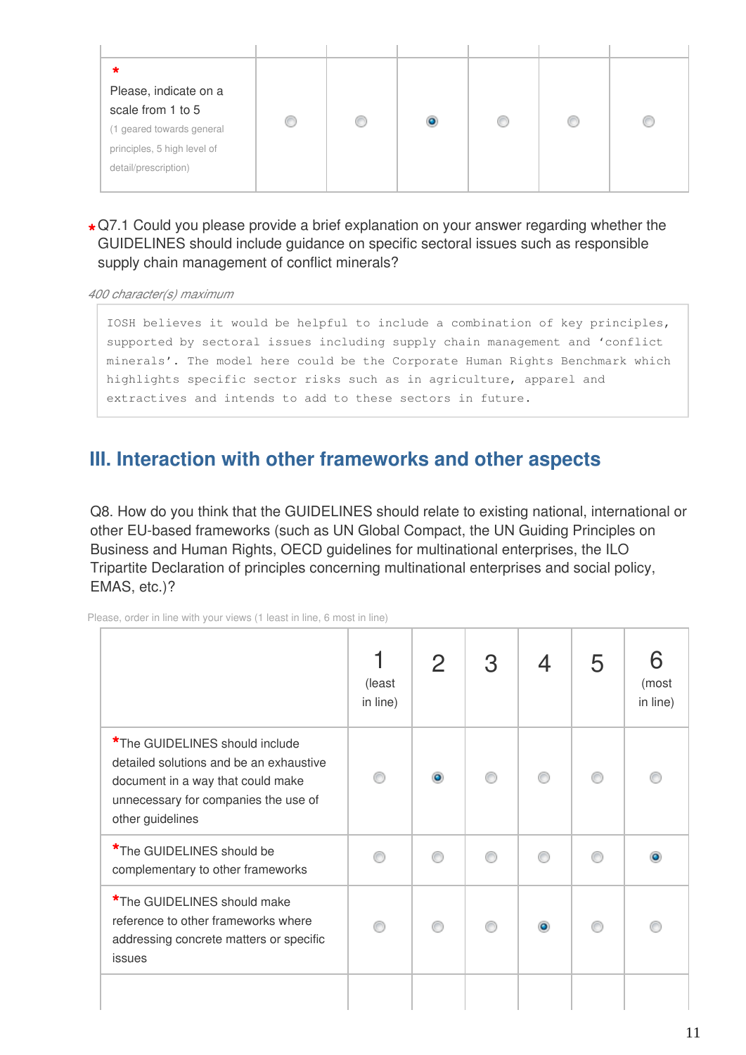| | | | | | | |
|---|---|---|---|---|---|---|
| * Please, indicate on a scale from 1 to 5 (1 geared towards general principles, 5 high level of detail/prescription) | ○ | ○ | ◉ | ○ | ○ | ○ |

*Q7.1 Could you please provide a brief explanation on your answer regarding whether the GUIDELINES should include guidance on specific sectoral issues such as responsible supply chain management of conflict minerals?

*400 character(s) maximum*

```
IOSH believes it would be helpful to include a combination of key principles,
supported by sectoral issues including supply chain management and ‘conflict
minerals’. The model here could be the Corporate Human Rights Benchmark which
highlights specific sector risks such as in agriculture, apparel and
extractives and intends to add to these sectors in future.
```

## III. Interaction with other frameworks and other aspects

Q8. How do you think that the GUIDELINES should relate to existing national, international or other EU-based frameworks (such as UN Global Compact, the UN Guiding Principles on Business and Human Rights, OECD guidelines for multinational enterprises, the ILO Tripartite Declaration of principles concerning multinational enterprises and social policy, EMAS, etc.)?

Please, order in line with your views (1 least in line, 6 most in line)

| | 1 (least in line) | 2 | 3 | 4 | 5 | 6 (most in line) |
|---|---|---|---|---|---|---|
| *The GUIDELINES should include detailed solutions and be an exhaustive document in a way that could make unnecessary for companies the use of other guidelines | ○ | ◉ | ○ | ○ | ○ | ○ |
| *The GUIDELINES should be complementary to other frameworks | ○ | ○ | ○ | ○ | ○ | ◉ |
| *The GUIDELINES should make reference to other frameworks where addressing concrete matters or specific issues | ○ | ○ | ○ | ◉ | ○ | ○ |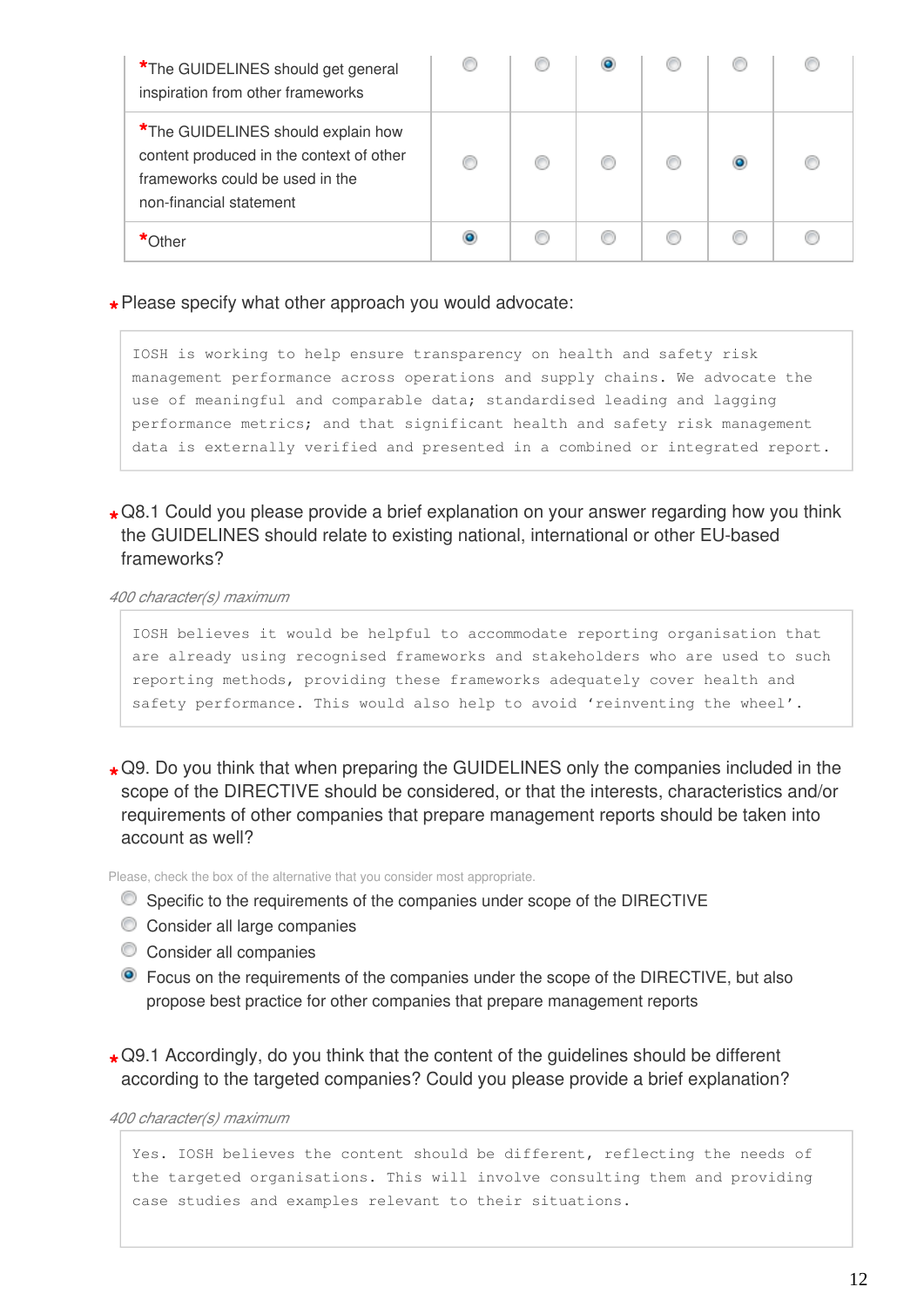| | | | | | | |
|---|---|---|---|---|---|---|
| *The GUIDELINES should get general inspiration from other frameworks | ○ | ○ | ◉ | ○ | ○ | ○ |
| *The GUIDELINES should explain how content produced in the context of other frameworks could be used in the non-financial statement | ○ | ○ | ○ | ○ | ◉ | ○ |
| *Other | ◉ | ○ | ○ | ○ | ○ | ○ |

*Please specify what other approach you would advocate:

IOSH is working to help ensure transparency on health and safety risk management performance across operations and supply chains. We advocate the use of meaningful and comparable data; standardised leading and lagging performance metrics; and that significant health and safety risk management data is externally verified and presented in a combined or integrated report.

*Q8.1 Could you please provide a brief explanation on your answer regarding how you think the GUIDELINES should relate to existing national, international or other EU-based frameworks?

*400 character(s) maximum*

IOSH believes it would be helpful to accommodate reporting organisation that are already using recognised frameworks and stakeholders who are used to such reporting methods, providing these frameworks adequately cover health and safety performance. This would also help to avoid 'reinventing the wheel'.

*Q9. Do you think that when preparing the GUIDELINES only the companies included in the scope of the DIRECTIVE should be considered, or that the interests, characteristics and/or requirements of other companies that prepare management reports should be taken into account as well?

Please, check the box of the alternative that you consider most appropriate.

- ○ Specific to the requirements of the companies under scope of the DIRECTIVE
- ○ Consider all large companies
- ○ Consider all companies
- ◉ Focus on the requirements of the companies under the scope of the DIRECTIVE, but also propose best practice for other companies that prepare management reports

*Q9.1 Accordingly, do you think that the content of the guidelines should be different according to the targeted companies? Could you please provide a brief explanation?

*400 character(s) maximum*

Yes. IOSH believes the content should be different, reflecting the needs of the targeted organisations. This will involve consulting them and providing case studies and examples relevant to their situations.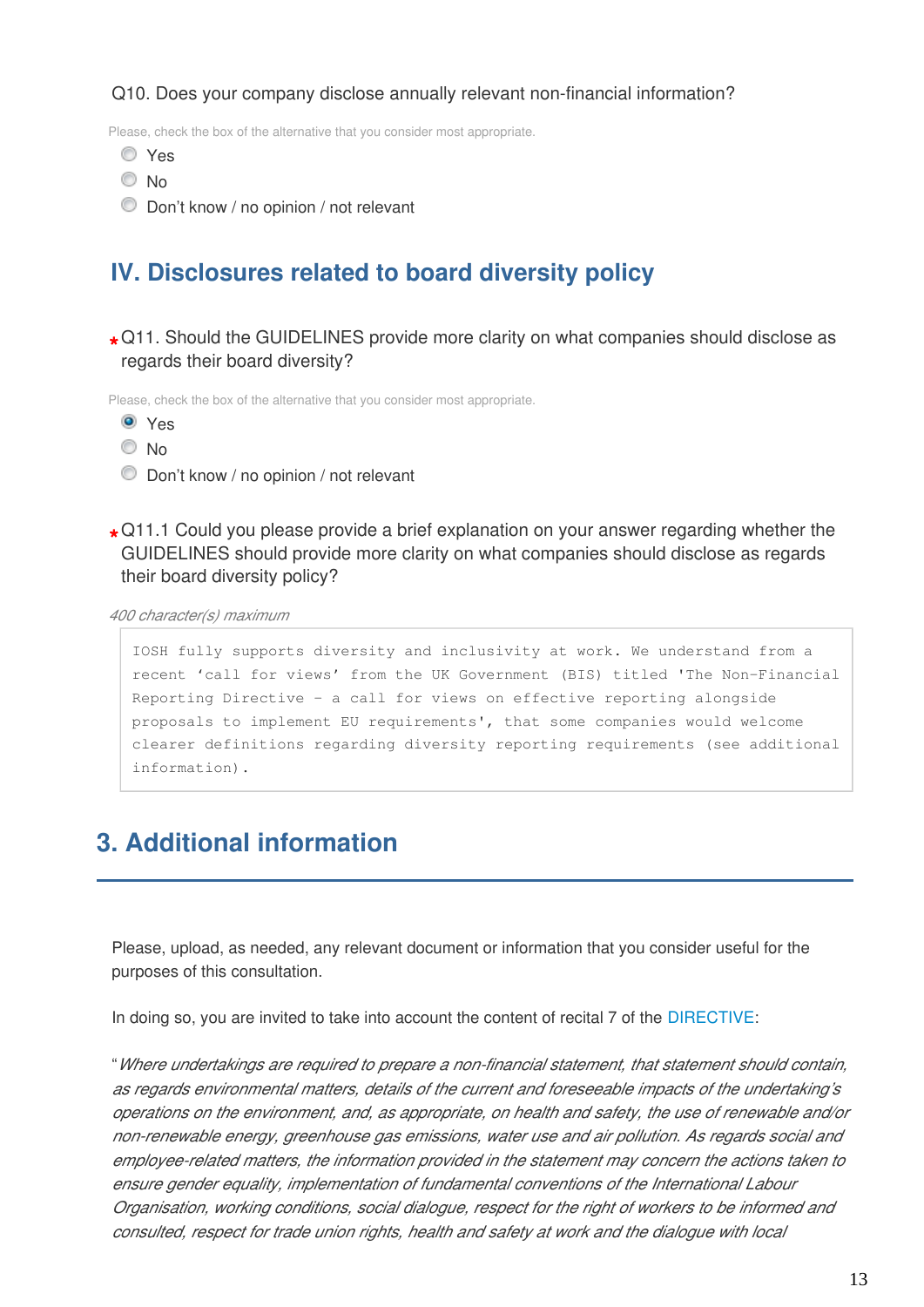Q10. Does your company disclose annually relevant non-financial information?

Please, check the box of the alternative that you consider most appropriate.

- ○ Yes
- ○ No
- ○ Don't know / no opinion / not relevant

## IV. Disclosures related to board diversity policy

*Q11. Should the GUIDELINES provide more clarity on what companies should disclose as regards their board diversity?

Please, check the box of the alternative that you consider most appropriate.

- ◉ Yes
- ○ No
- ○ Don't know / no opinion / not relevant

*Q11.1 Could you please provide a brief explanation on your answer regarding whether the GUIDELINES should provide more clarity on what companies should disclose as regards their board diversity policy?

*400 character(s) maximum*

```
IOSH fully supports diversity and inclusivity at work. We understand from a
recent ‘call for views’ from the UK Government (BIS) titled 'The Non-Financial
Reporting Directive - a call for views on effective reporting alongside
proposals to implement EU requirements', that some companies would welcome
clearer definitions regarding diversity reporting requirements (see additional
information).
```

# 3. Additional information

Please, upload, as needed, any relevant document or information that you consider useful for the purposes of this consultation.

In doing so, you are invited to take into account the content of recital 7 of the DIRECTIVE:

"*Where undertakings are required to prepare a non-financial statement, that statement should contain, as regards environmental matters, details of the current and foreseeable impacts of the undertaking's operations on the environment, and, as appropriate, on health and safety, the use of renewable and/or non-renewable energy, greenhouse gas emissions, water use and air pollution. As regards social and employee-related matters, the information provided in the statement may concern the actions taken to ensure gender equality, implementation of fundamental conventions of the International Labour Organisation, working conditions, social dialogue, respect for the right of workers to be informed and consulted, respect for trade union rights, health and safety at work and the dialogue with local*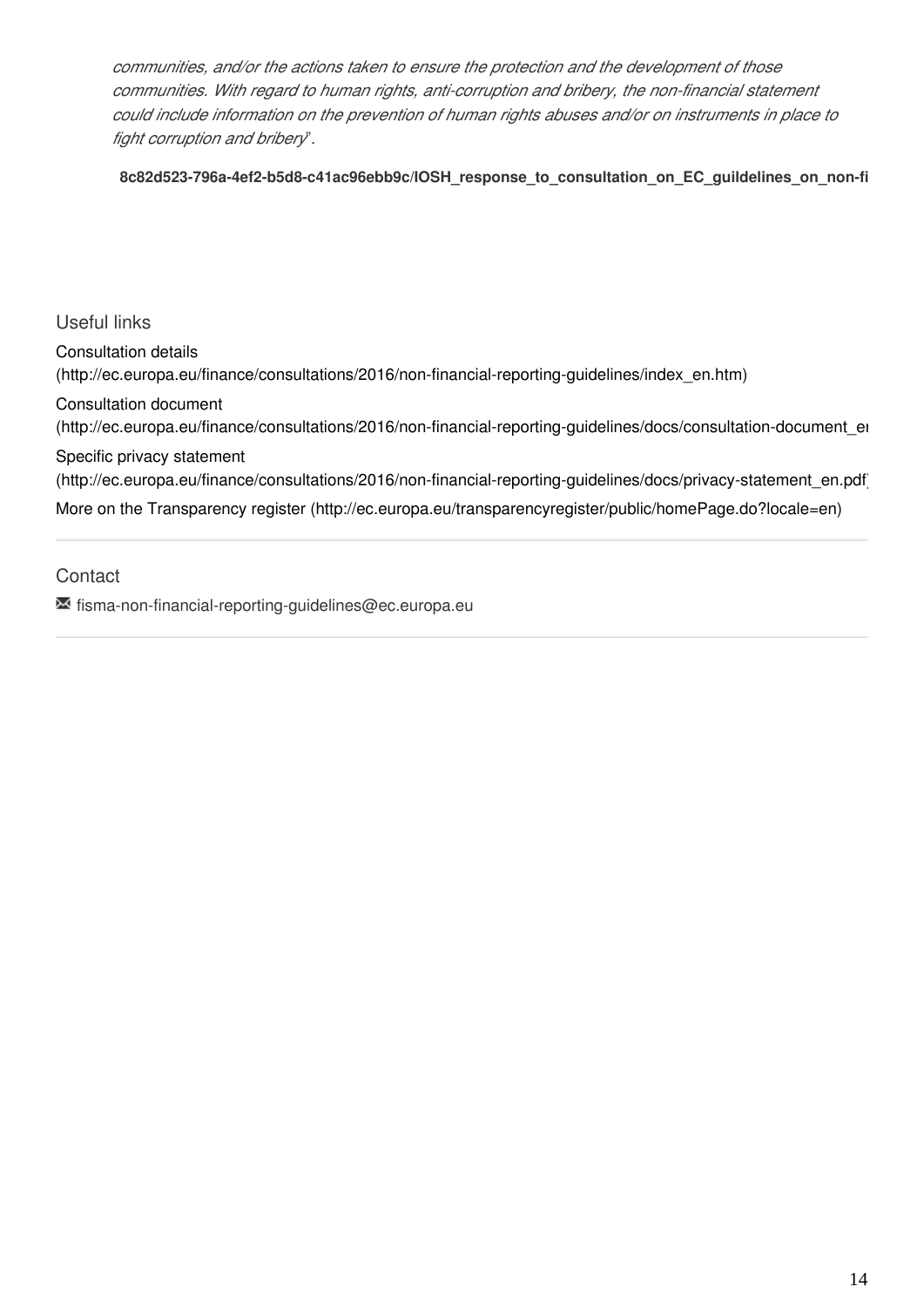*communities, and/or the actions taken to ensure the protection and the development of those communities. With regard to human rights, anti-corruption and bribery, the non-financial statement could include information on the prevention of human rights abuses and/or on instruments in place to fight corruption and bribery*".

**8c82d523-796a-4ef2-b5d8-c41ac96ebb9c/IOSH_response_to_consultation_on_EC_guildelines_on_non-fi**

### Useful links

Consultation details
(http://ec.europa.eu/finance/consultations/2016/non-financial-reporting-guidelines/index_en.htm)

Consultation document
(http://ec.europa.eu/finance/consultations/2016/non-financial-reporting-guidelines/docs/consultation-document_er

Specific privacy statement
(http://ec.europa.eu/finance/consultations/2016/non-financial-reporting-guidelines/docs/privacy-statement_en.pdf)

More on the Transparency register (http://ec.europa.eu/transparencyregister/public/homePage.do?locale=en)

### Contact

fisma-non-financial-reporting-guidelines@ec.europa.eu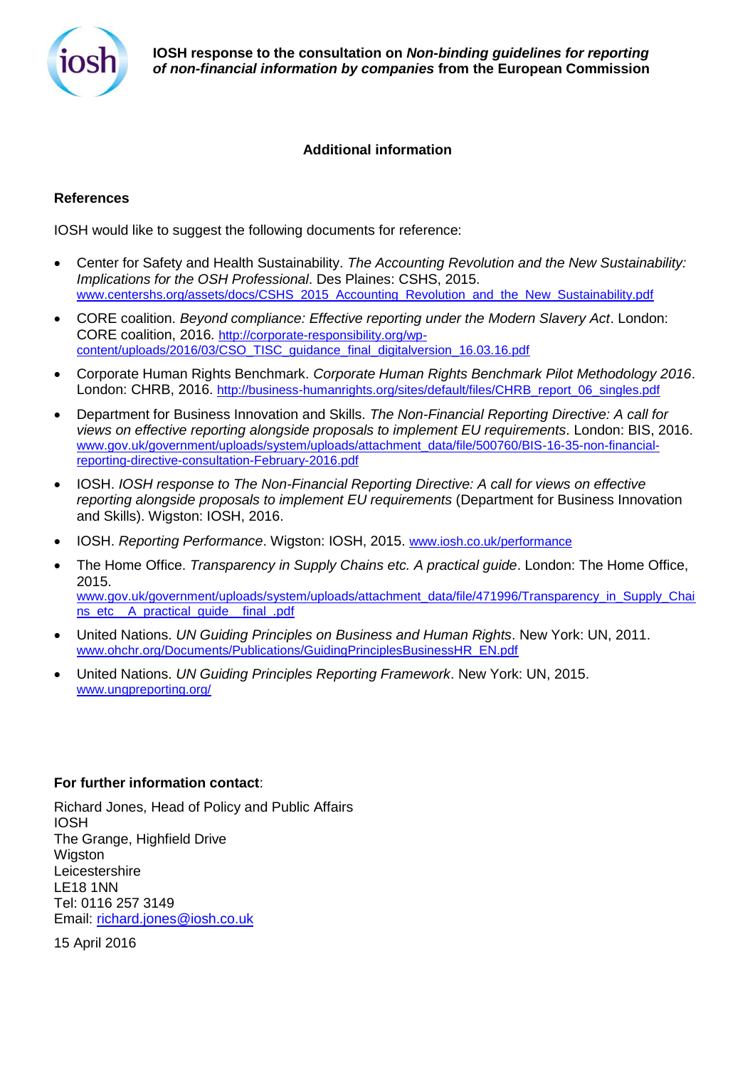## Additional information

### References

IOSH would like to suggest the following documents for reference:

- Center for Safety and Health Sustainability. *The Accounting Revolution and the New Sustainability: Implications for the OSH Professional*. Des Plaines: CSHS, 2015. www.centershs.org/assets/docs/CSHS_2015_Accounting_Revolution_and_the_New_Sustainability.pdf
- CORE coalition. *Beyond compliance: Effective reporting under the Modern Slavery Act*. London: CORE coalition, 2016. http://corporate-responsibility.org/wp-content/uploads/2016/03/CSO_TISC_guidance_final_digitalversion_16.03.16.pdf
- Corporate Human Rights Benchmark. *Corporate Human Rights Benchmark Pilot Methodology 2016*. London: CHRB, 2016. http://business-humanrights.org/sites/default/files/CHRB_report_06_singles.pdf
- Department for Business Innovation and Skills. *The Non-Financial Reporting Directive: A call for views on effective reporting alongside proposals to implement EU requirements*. London: BIS, 2016. www.gov.uk/government/uploads/system/uploads/attachment_data/file/500760/BIS-16-35-non-financial-reporting-directive-consultation-February-2016.pdf
- IOSH. *IOSH response to The Non-Financial Reporting Directive: A call for views on effective reporting alongside proposals to implement EU requirements* (Department for Business Innovation and Skills). Wigston: IOSH, 2016.
- IOSH. *Reporting Performance*. Wigston: IOSH, 2015. www.iosh.co.uk/performance
- The Home Office. *Transparency in Supply Chains etc. A practical guide*. London: The Home Office, 2015. www.gov.uk/government/uploads/system/uploads/attachment_data/file/471996/Transparency_in_Supply_Chains_etc__A_practical_guide__final_.pdf
- United Nations. *UN Guiding Principles on Business and Human Rights*. New York: UN, 2011. www.ohchr.org/Documents/Publications/GuidingPrinciplesBusinessHR_EN.pdf
- United Nations. *UN Guiding Principles Reporting Framework*. New York: UN, 2015. www.ungpreporting.org/

**For further information contact**:

Richard Jones, Head of Policy and Public Affairs
IOSH
The Grange, Highfield Drive
Wigston
Leicestershire
LE18 1NN
Tel: 0116 257 3149
Email: richard.jones@iosh.co.uk

15 April 2016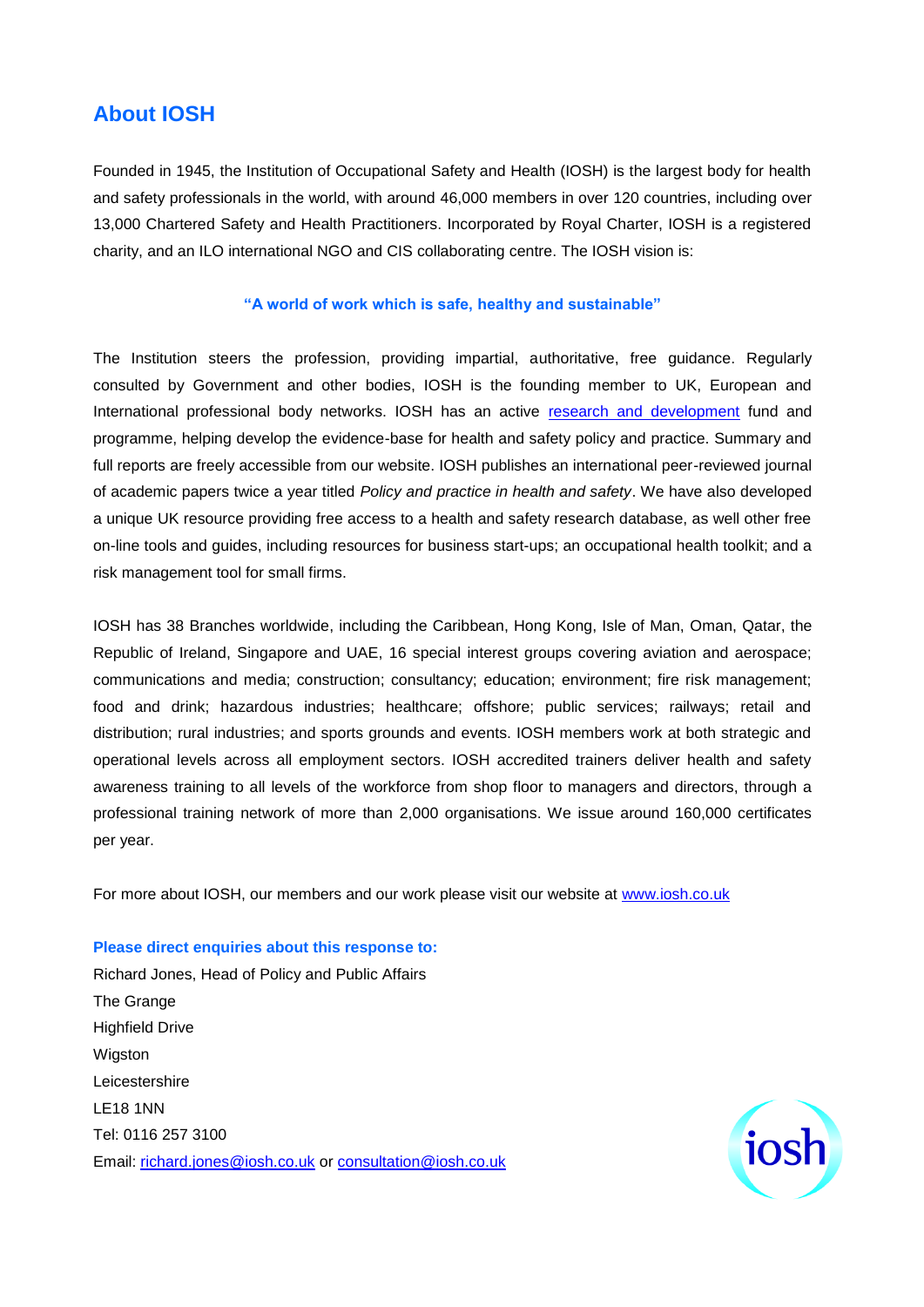## About IOSH

Founded in 1945, the Institution of Occupational Safety and Health (IOSH) is the largest body for health and safety professionals in the world, with around 46,000 members in over 120 countries, including over 13,000 Chartered Safety and Health Practitioners. Incorporated by Royal Charter, IOSH is a registered charity, and an ILO international NGO and CIS collaborating centre. The IOSH vision is:

**"A world of work which is safe, healthy and sustainable"**

The Institution steers the profession, providing impartial, authoritative, free guidance. Regularly consulted by Government and other bodies, IOSH is the founding member to UK, European and International professional body networks. IOSH has an active research and development fund and programme, helping develop the evidence-base for health and safety policy and practice. Summary and full reports are freely accessible from our website. IOSH publishes an international peer-reviewed journal of academic papers twice a year titled *Policy and practice in health and safety*. We have also developed a unique UK resource providing free access to a health and safety research database, as well other free on-line tools and guides, including resources for business start-ups; an occupational health toolkit; and a risk management tool for small firms.

IOSH has 38 Branches worldwide, including the Caribbean, Hong Kong, Isle of Man, Oman, Qatar, the Republic of Ireland, Singapore and UAE, 16 special interest groups covering aviation and aerospace; communications and media; construction; consultancy; education; environment; fire risk management; food and drink; hazardous industries; healthcare; offshore; public services; railways; retail and distribution; rural industries; and sports grounds and events. IOSH members work at both strategic and operational levels across all employment sectors. IOSH accredited trainers deliver health and safety awareness training to all levels of the workforce from shop floor to managers and directors, through a professional training network of more than 2,000 organisations. We issue around 160,000 certificates per year.

For more about IOSH, our members and our work please visit our website at www.iosh.co.uk

**Please direct enquiries about this response to:**

Richard Jones, Head of Policy and Public Affairs
The Grange
Highfield Drive
Wigston
Leicestershire
LE18 1NN
Tel: 0116 257 3100
Email: richard.jones@iosh.co.uk or consultation@iosh.co.uk